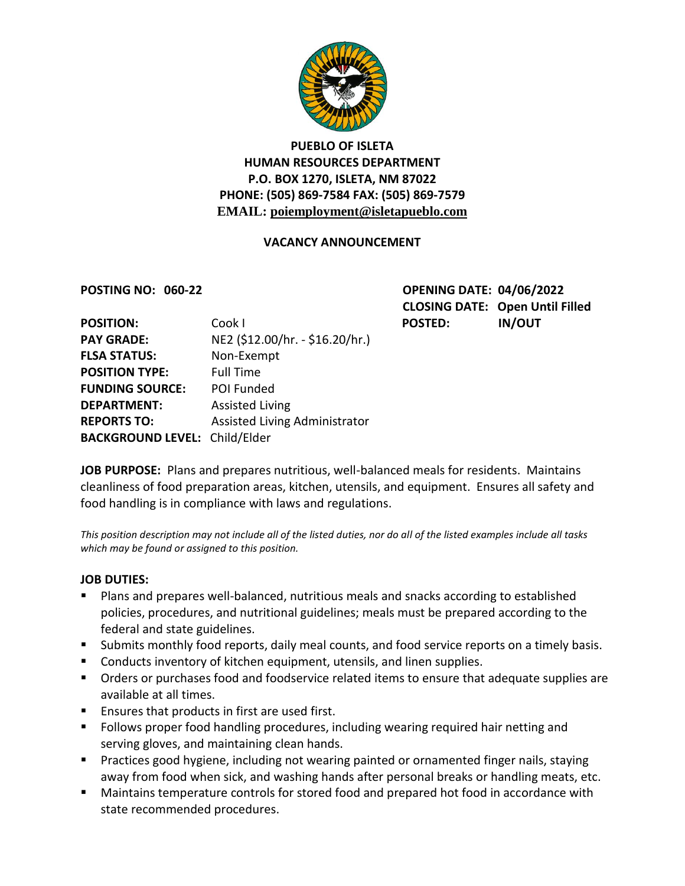**PUEBLO OF ISLETA**
**HUMAN RESOURCES DEPARTMENT**
**P.O. BOX 1270, ISLETA, NM 87022**
**PHONE: (505) 869-7584 FAX: (505) 869-7579**
**EMAIL: poiemployment@isletapueblo.com**

## VACANCY ANNOUNCEMENT

**POSTING NO: 060-22** **OPENING DATE: 04/06/2022**
**CLOSING DATE: Open Until Filled**
**POSTED: IN/OUT**

**POSITION:** Cook I
**PAY GRADE:** NE2 ($12.00/hr. - $16.20/hr.)
**FLSA STATUS:** Non-Exempt
**POSITION TYPE:** Full Time
**FUNDING SOURCE:** POI Funded
**DEPARTMENT:** Assisted Living
**REPORTS TO:** Assisted Living Administrator
**BACKGROUND LEVEL:** Child/Elder

**JOB PURPOSE:** Plans and prepares nutritious, well-balanced meals for residents. Maintains cleanliness of food preparation areas, kitchen, utensils, and equipment. Ensures all safety and food handling is in compliance with laws and regulations.

*This position description may not include all of the listed duties, nor do all of the listed examples include all tasks which may be found or assigned to this position.*

**JOB DUTIES:**

- Plans and prepares well-balanced, nutritious meals and snacks according to established policies, procedures, and nutritional guidelines; meals must be prepared according to the federal and state guidelines.
- Submits monthly food reports, daily meal counts, and food service reports on a timely basis.
- Conducts inventory of kitchen equipment, utensils, and linen supplies.
- Orders or purchases food and foodservice related items to ensure that adequate supplies are available at all times.
- Ensures that products in first are used first.
- Follows proper food handling procedures, including wearing required hair netting and serving gloves, and maintaining clean hands.
- Practices good hygiene, including not wearing painted or ornamented finger nails, staying away from food when sick, and washing hands after personal breaks or handling meats, etc.
- Maintains temperature controls for stored food and prepared hot food in accordance with state recommended procedures.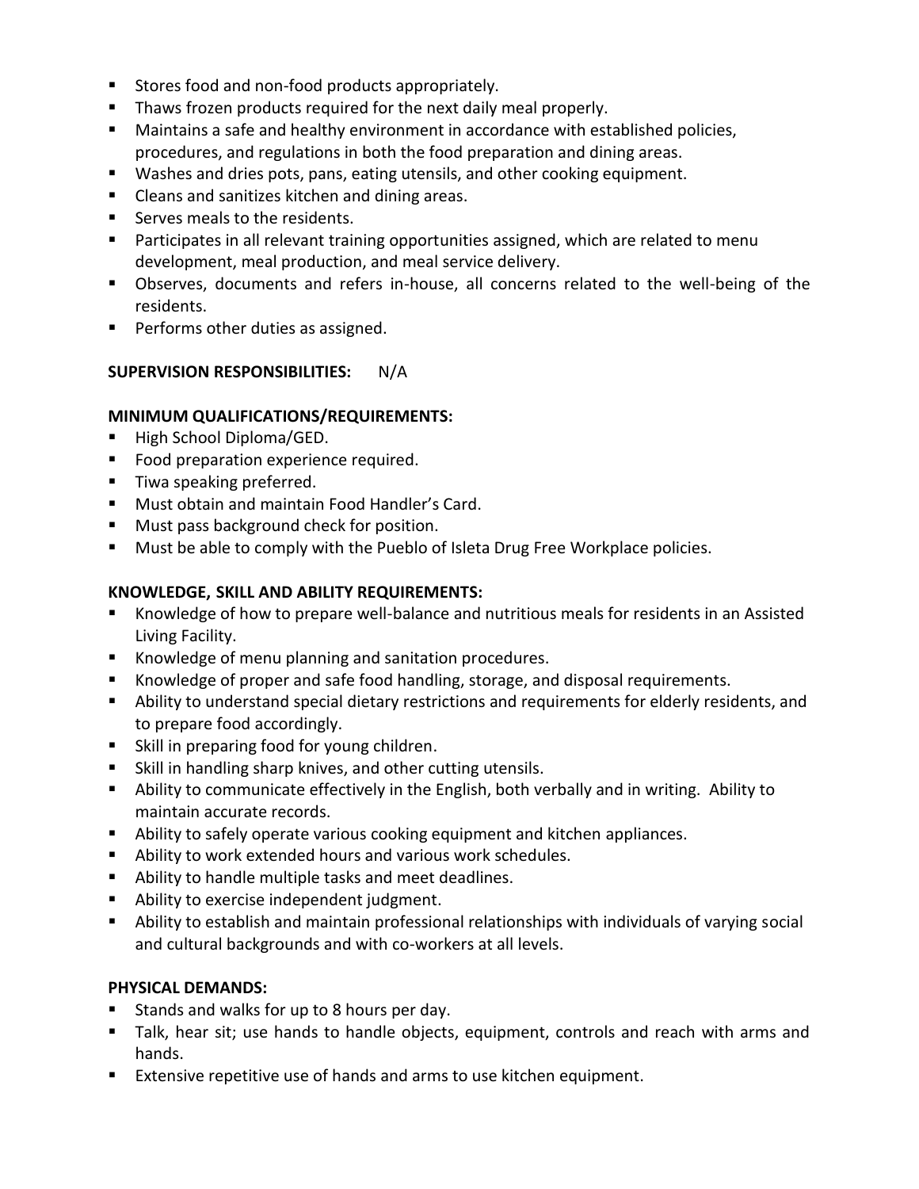- Stores food and non-food products appropriately.
- Thaws frozen products required for the next daily meal properly.
- Maintains a safe and healthy environment in accordance with established policies, procedures, and regulations in both the food preparation and dining areas.
- Washes and dries pots, pans, eating utensils, and other cooking equipment.
- Cleans and sanitizes kitchen and dining areas.
- Serves meals to the residents.
- Participates in all relevant training opportunities assigned, which are related to menu development, meal production, and meal service delivery.
- Observes, documents and refers in-house, all concerns related to the well-being of the residents.
- Performs other duties as assigned.

**SUPERVISION RESPONSIBILITIES:** N/A

**MINIMUM QUALIFICATIONS/REQUIREMENTS:**

- High School Diploma/GED.
- Food preparation experience required.
- Tiwa speaking preferred.
- Must obtain and maintain Food Handler's Card.
- Must pass background check for position.
- Must be able to comply with the Pueblo of Isleta Drug Free Workplace policies.

**KNOWLEDGE, SKILL AND ABILITY REQUIREMENTS:**

- Knowledge of how to prepare well-balance and nutritious meals for residents in an Assisted Living Facility.
- Knowledge of menu planning and sanitation procedures.
- Knowledge of proper and safe food handling, storage, and disposal requirements.
- Ability to understand special dietary restrictions and requirements for elderly residents, and to prepare food accordingly.
- Skill in preparing food for young children.
- Skill in handling sharp knives, and other cutting utensils.
- Ability to communicate effectively in the English, both verbally and in writing. Ability to maintain accurate records.
- Ability to safely operate various cooking equipment and kitchen appliances.
- Ability to work extended hours and various work schedules.
- Ability to handle multiple tasks and meet deadlines.
- Ability to exercise independent judgment.
- Ability to establish and maintain professional relationships with individuals of varying social and cultural backgrounds and with co-workers at all levels.

**PHYSICAL DEMANDS:**

- Stands and walks for up to 8 hours per day.
- Talk, hear sit; use hands to handle objects, equipment, controls and reach with arms and hands.
- Extensive repetitive use of hands and arms to use kitchen equipment.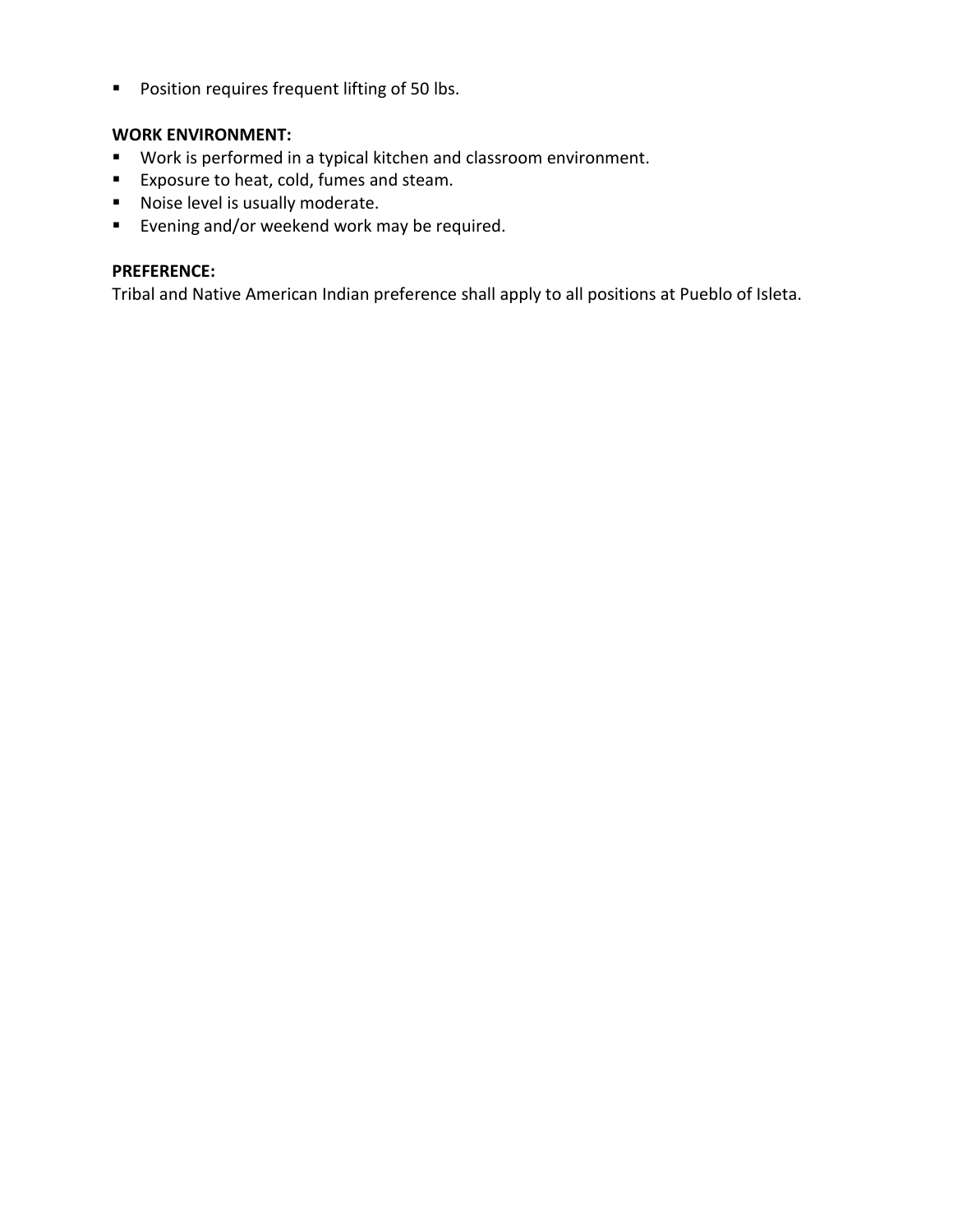- Position requires frequent lifting of 50 lbs.

**WORK ENVIRONMENT:**

- Work is performed in a typical kitchen and classroom environment.
- Exposure to heat, cold, fumes and steam.
- Noise level is usually moderate.
- Evening and/or weekend work may be required.

**PREFERENCE:**

Tribal and Native American Indian preference shall apply to all positions at Pueblo of Isleta.